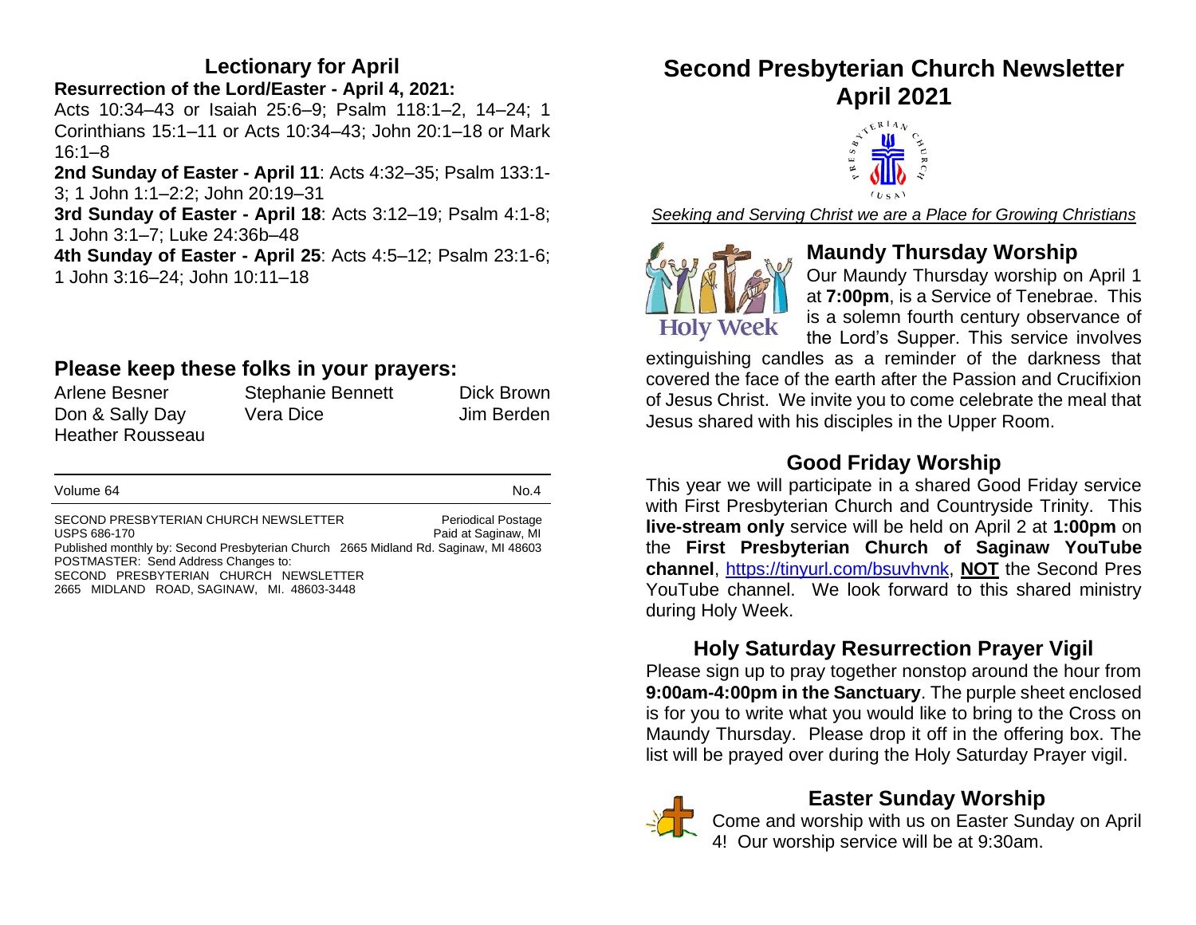## Lectionary for April

**Resurrection of the Lord/Easter - April 4, 2021:** Acts 10:34–43 or Isaiah 25:6–9; Psalm 118:1–2, 14–24; 1 Corinthians 15:1–11 or Acts 10:34–43; John 20:1–18 or Mark 16:1–8

**2nd Sunday of Easter - April 11**: Acts 4:32–35; Psalm 133:1-3; 1 John 1:1–2:2; John 20:19–31

**3rd Sunday of Easter - April 18**: Acts 3:12–19; Psalm 4:1-8; 1 John 3:1–7; Luke 24:36b–48

**4th Sunday of Easter - April 25**: Acts 4:5–12; Psalm 23:1-6; 1 John 3:16–24; John 10:11–18

## Please keep these folks in your prayers:

| | | |
|---|---|---|
| Arlene Besner | Stephanie Bennett | Dick Brown |
| Don & Sally Day | Vera Dice | Jim Berden |
| Heather Rousseau | | |

Volume 64 No.4

SECOND PRESBYTERIAN CHURCH NEWSLETTER Periodical Postage
USPS 686-170 Paid at Saginaw, MI
Published monthly by: Second Presbyterian Church 2665 Midland Rd. Saginaw, MI 48603
POSTMASTER: Send Address Changes to:
SECOND PRESBYTERIAN CHURCH NEWSLETTER
2665 MIDLAND ROAD, SAGINAW, MI. 48603-3448

# Second Presbyterian Church Newsletter April 2021

*Seeking and Serving Christ we are a Place for Growing Christians*

## Maundy Thursday Worship

Our Maundy Thursday worship on April 1 at **7:00pm**, is a Service of Tenebrae. This is a solemn fourth century observance of the Lord's Supper. This service involves extinguishing candles as a reminder of the darkness that covered the face of the earth after the Passion and Crucifixion of Jesus Christ. We invite you to come celebrate the meal that Jesus shared with his disciples in the Upper Room.

## Good Friday Worship

This year we will participate in a shared Good Friday service with First Presbyterian Church and Countryside Trinity. This **live-stream only** service will be held on April 2 at **1:00pm** on the **First Presbyterian Church of Saginaw YouTube channel**, https://tinyurl.com/bsuvhvnk, **NOT** the Second Pres YouTube channel. We look forward to this shared ministry during Holy Week.

## Holy Saturday Resurrection Prayer Vigil

Please sign up to pray together nonstop around the hour from **9:00am-4:00pm in the Sanctuary**. The purple sheet enclosed is for you to write what you would like to bring to the Cross on Maundy Thursday. Please drop it off in the offering box. The list will be prayed over during the Holy Saturday Prayer vigil.

## Easter Sunday Worship

Come and worship with us on Easter Sunday on April 4! Our worship service will be at 9:30am.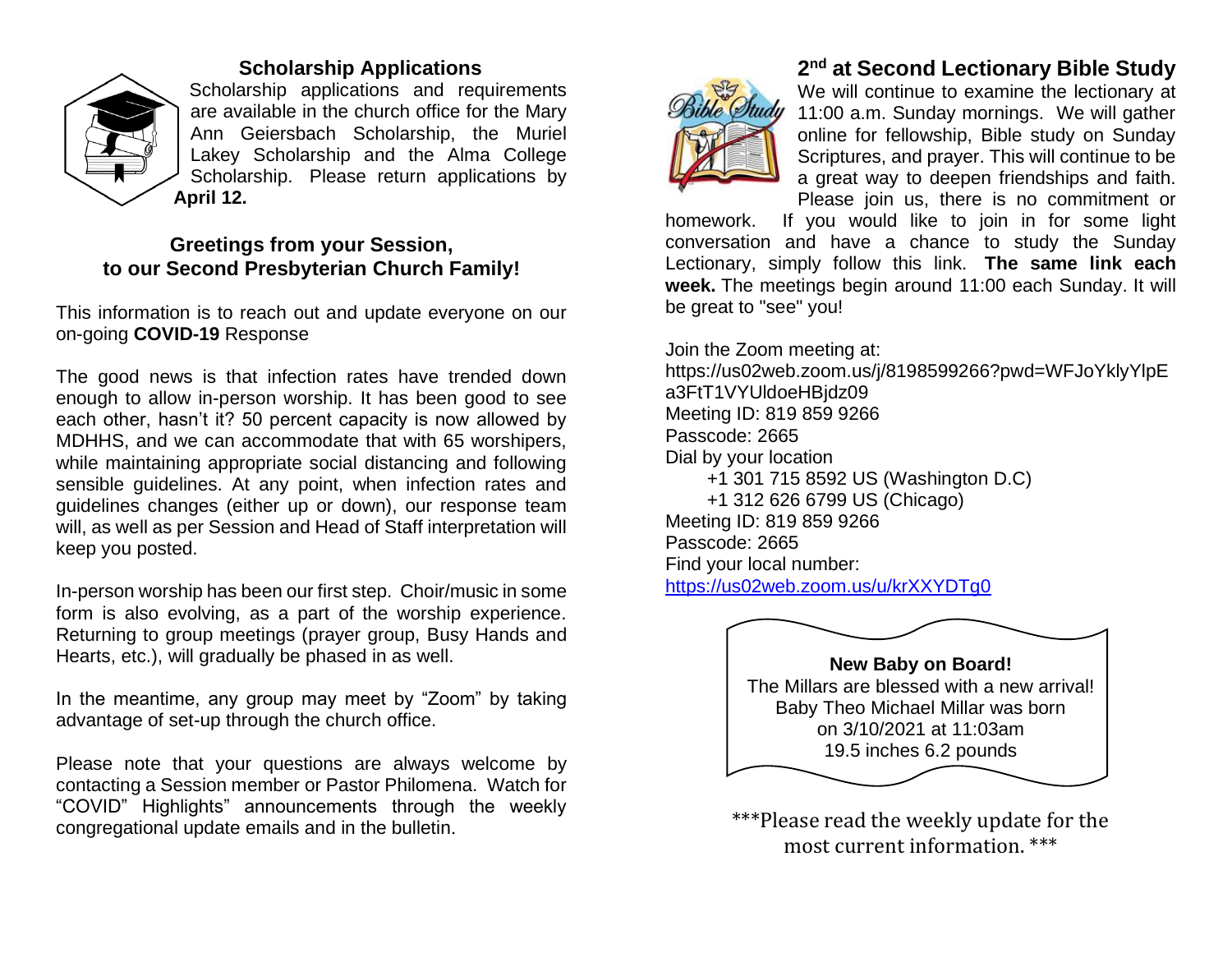## Scholarship Applications

Scholarship applications and requirements are available in the church office for the Mary Ann Geiersbach Scholarship, the Muriel Lakey Scholarship and the Alma College Scholarship. Please return applications by **April 12.**

## Greetings from your Session, to our Second Presbyterian Church Family!

This information is to reach out and update everyone on our on-going **COVID-19** Response

The good news is that infection rates have trended down enough to allow in-person worship. It has been good to see each other, hasn't it? 50 percent capacity is now allowed by MDHHS, and we can accommodate that with 65 worshipers, while maintaining appropriate social distancing and following sensible guidelines. At any point, when infection rates and guidelines changes (either up or down), our response team will, as well as per Session and Head of Staff interpretation will keep you posted.

In-person worship has been our first step. Choir/music in some form is also evolving, as a part of the worship experience. Returning to group meetings (prayer group, Busy Hands and Hearts, etc.), will gradually be phased in as well.

In the meantime, any group may meet by "Zoom" by taking advantage of set-up through the church office.

Please note that your questions are always welcome by contacting a Session member or Pastor Philomena. Watch for "COVID" Highlights" announcements through the weekly congregational update emails and in the bulletin.

## 2nd at Second Lectionary Bible Study

We will continue to examine the lectionary at 11:00 a.m. Sunday mornings. We will gather online for fellowship, Bible study on Sunday Scriptures, and prayer. This will continue to be a great way to deepen friendships and faith. Please join us, there is no commitment or homework. If you would like to join in for some light conversation and have a chance to study the Sunday Lectionary, simply follow this link. **The same link each week.** The meetings begin around 11:00 each Sunday. It will be great to "see" you!

Join the Zoom meeting at:
https://us02web.zoom.us/j/8198599266?pwd=WFJoYklyYlpEa3FtT1VYUldoeHBjdz09
Meeting ID: 819 859 9266
Passcode: 2665
Dial by your location
+1 301 715 8592 US (Washington D.C)
+1 312 626 6799 US (Chicago)
Meeting ID: 819 859 9266
Passcode: 2665
Find your local number:
https://us02web.zoom.us/u/krXXYDTg0

**New Baby on Board!**

The Millars are blessed with a new arrival!
Baby Theo Michael Millar was born
on 3/10/2021 at 11:03am
19.5 inches 6.2 pounds

***Please read the weekly update for the most current information. ***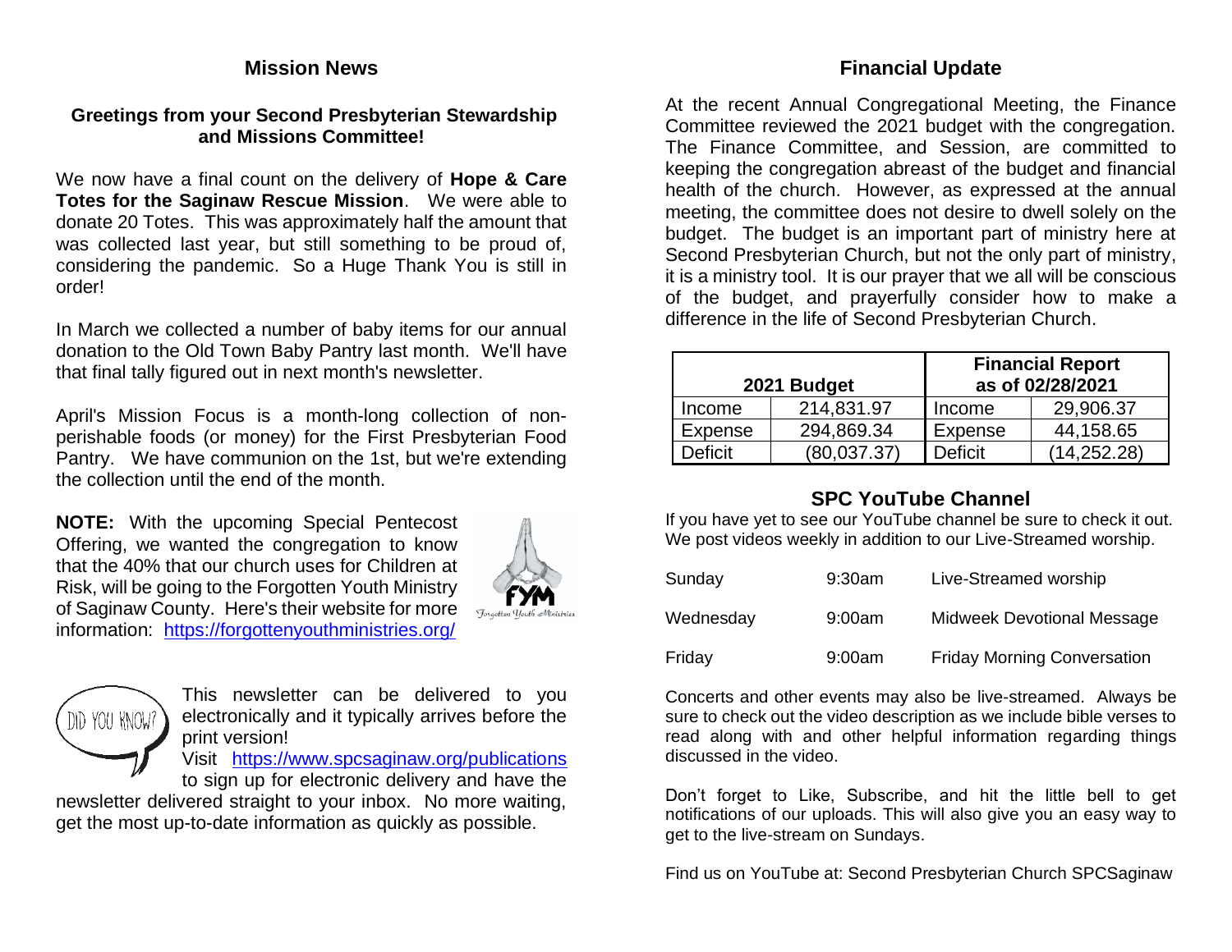## Mission News

### Greetings from your Second Presbyterian Stewardship and Missions Committee!

We now have a final count on the delivery of **Hope & Care Totes for the Saginaw Rescue Mission**. We were able to donate 20 Totes. This was approximately half the amount that was collected last year, but still something to be proud of, considering the pandemic. So a Huge Thank You is still in order!

In March we collected a number of baby items for our annual donation to the Old Town Baby Pantry last month. We'll have that final tally figured out in next month's newsletter.

April's Mission Focus is a month-long collection of non-perishable foods (or money) for the First Presbyterian Food Pantry. We have communion on the 1st, but we're extending the collection until the end of the month.

**NOTE:** With the upcoming Special Pentecost Offering, we wanted the congregation to know that the 40% that our church uses for Children at Risk, will be going to the Forgotten Youth Ministry of Saginaw County. Here's their website for more information: https://forgottenyouthministries.org/

DID YOU KNOW?

This newsletter can be delivered to you electronically and it typically arrives before the print version!

Visit https://www.spcsaginaw.org/publications to sign up for electronic delivery and have the newsletter delivered straight to your inbox. No more waiting, get the most up-to-date information as quickly as possible.

## Financial Update

At the recent Annual Congregational Meeting, the Finance Committee reviewed the 2021 budget with the congregation. The Finance Committee, and Session, are committed to keeping the congregation abreast of the budget and financial health of the church. However, as expressed at the annual meeting, the committee does not desire to dwell solely on the budget. The budget is an important part of ministry here at Second Presbyterian Church, but not the only part of ministry, it is a ministry tool. It is our prayer that we all will be conscious of the budget, and prayerfully consider how to make a difference in the life of Second Presbyterian Church.

| 2021 Budget | | Financial Report as of 02/28/2021 | |
|---|---|---|---|
| Income | 214,831.97 | Income | 29,906.37 |
| Expense | 294,869.34 | Expense | 44,158.65 |
| Deficit | (80,037.37) | Deficit | (14,252.28) |

## SPC YouTube Channel

If you have yet to see our YouTube channel be sure to check it out. We post videos weekly in addition to our Live-Streamed worship.

| | | |
|---|---|---|
| Sunday | 9:30am | Live-Streamed worship |
| Wednesday | 9:00am | Midweek Devotional Message |
| Friday | 9:00am | Friday Morning Conversation |

Concerts and other events may also be live-streamed. Always be sure to check out the video description as we include bible verses to read along with and other helpful information regarding things discussed in the video.

Don't forget to Like, Subscribe, and hit the little bell to get notifications of our uploads. This will also give you an easy way to get to the live-stream on Sundays.

Find us on YouTube at: Second Presbyterian Church SPCSaginaw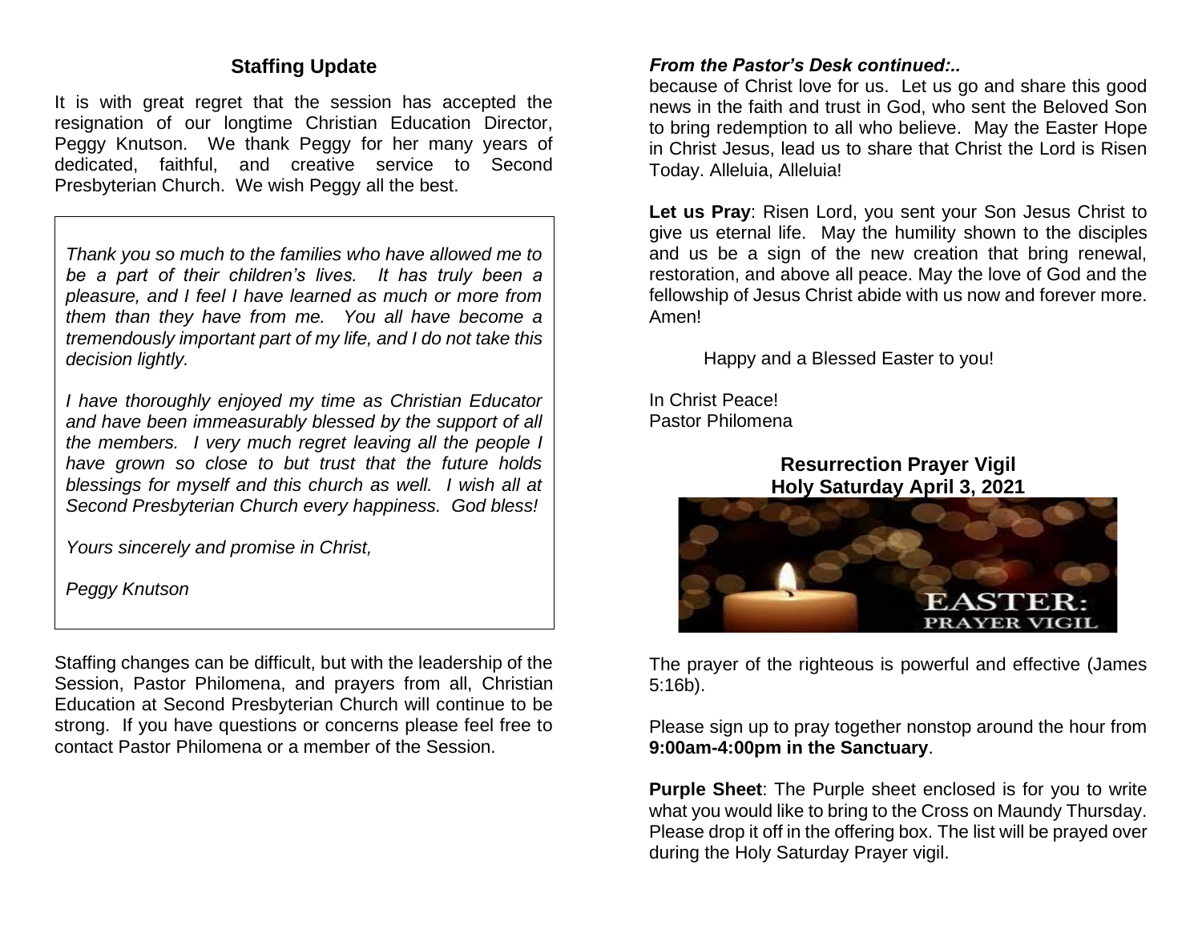## Staffing Update

It is with great regret that the session has accepted the resignation of our longtime Christian Education Director, Peggy Knutson. We thank Peggy for her many years of dedicated, faithful, and creative service to Second Presbyterian Church. We wish Peggy all the best.

*Thank you so much to the families who have allowed me to be a part of their children's lives. It has truly been a pleasure, and I feel I have learned as much or more from them than they have from me. You all have become a tremendously important part of my life, and I do not take this decision lightly.*

*I have thoroughly enjoyed my time as Christian Educator and have been immeasurably blessed by the support of all the members. I very much regret leaving all the people I have grown so close to but trust that the future holds blessings for myself and this church as well. I wish all at Second Presbyterian Church every happiness. God bless!*

*Yours sincerely and promise in Christ,*

*Peggy Knutson*

Staffing changes can be difficult, but with the leadership of the Session, Pastor Philomena, and prayers from all, Christian Education at Second Presbyterian Church will continue to be strong. If you have questions or concerns please feel free to contact Pastor Philomena or a member of the Session.

***From the Pastor's Desk continued:..***

because of Christ love for us. Let us go and share this good news in the faith and trust in God, who sent the Beloved Son to bring redemption to all who believe. May the Easter Hope in Christ Jesus, lead us to share that Christ the Lord is Risen Today. Alleluia, Alleluia!

**Let us Pray**: Risen Lord, you sent your Son Jesus Christ to give us eternal life. May the humility shown to the disciples and us be a sign of the new creation that bring renewal, restoration, and above all peace. May the love of God and the fellowship of Jesus Christ abide with us now and forever more. Amen!

Happy and a Blessed Easter to you!

In Christ Peace!
Pastor Philomena

## Resurrection Prayer Vigil
## Holy Saturday April 3, 2021

EASTER: PRAYER VIGIL

The prayer of the righteous is powerful and effective (James 5:16b).

Please sign up to pray together nonstop around the hour from **9:00am-4:00pm in the Sanctuary**.

**Purple Sheet**: The Purple sheet enclosed is for you to write what you would like to bring to the Cross on Maundy Thursday. Please drop it off in the offering box. The list will be prayed over during the Holy Saturday Prayer vigil.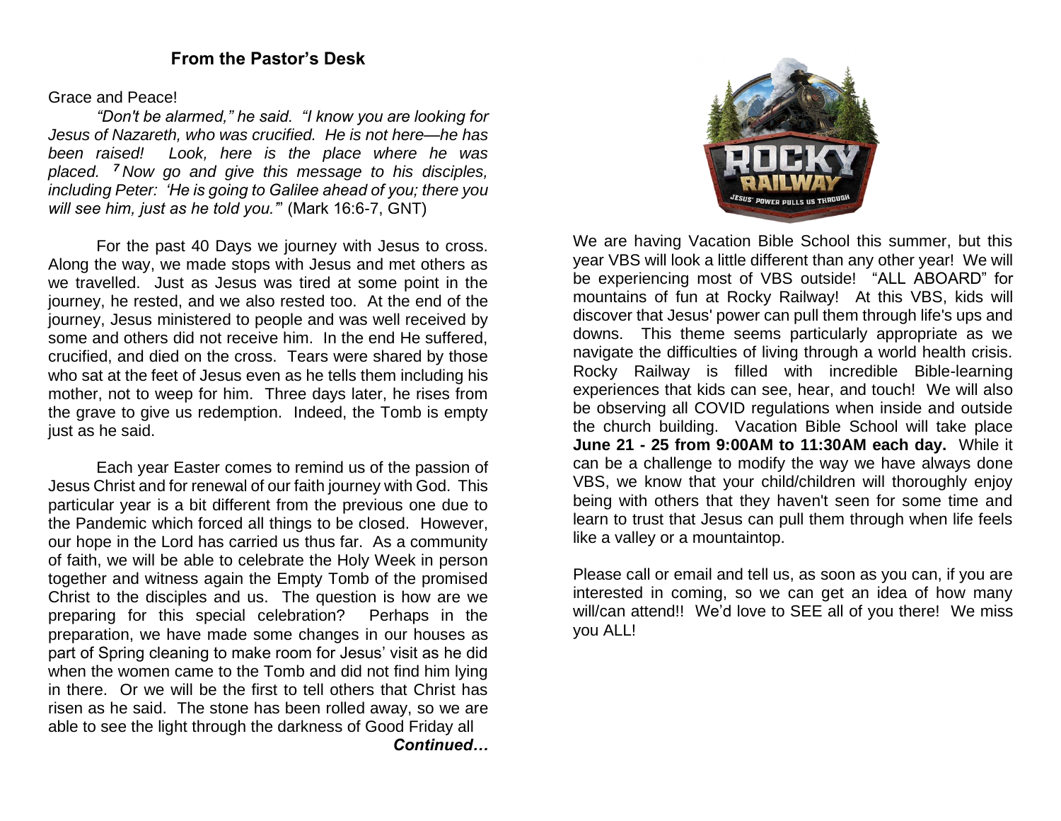## From the Pastor's Desk

Grace and Peace!

*"Don't be alarmed," he said. "I know you are looking for Jesus of Nazareth, who was crucified. He is not here—he has been raised! Look, here is the place where he was placed. **7** Now go and give this message to his disciples, including Peter: 'He is going to Galilee ahead of you; there you will see him, just as he told you.'"* (Mark 16:6-7, GNT)

For the past 40 Days we journey with Jesus to cross. Along the way, we made stops with Jesus and met others as we travelled. Just as Jesus was tired at some point in the journey, he rested, and we also rested too. At the end of the journey, Jesus ministered to people and was well received by some and others did not receive him. In the end He suffered, crucified, and died on the cross. Tears were shared by those who sat at the feet of Jesus even as he tells them including his mother, not to weep for him. Three days later, he rises from the grave to give us redemption. Indeed, the Tomb is empty just as he said.

Each year Easter comes to remind us of the passion of Jesus Christ and for renewal of our faith journey with God. This particular year is a bit different from the previous one due to the Pandemic which forced all things to be closed. However, our hope in the Lord has carried us thus far. As a community of faith, we will be able to celebrate the Holy Week in person together and witness again the Empty Tomb of the promised Christ to the disciples and us. The question is how are we preparing for this special celebration? Perhaps in the preparation, we have made some changes in our houses as part of Spring cleaning to make room for Jesus' visit as he did when the women came to the Tomb and did not find him lying in there. Or we will be the first to tell others that Christ has risen as he said. The stone has been rolled away, so we are able to see the light through the darkness of Good Friday all

***Continued…***

We are having Vacation Bible School this summer, but this year VBS will look a little different than any other year! We will be experiencing most of VBS outside! "ALL ABOARD" for mountains of fun at Rocky Railway! At this VBS, kids will discover that Jesus' power can pull them through life's ups and downs. This theme seems particularly appropriate as we navigate the difficulties of living through a world health crisis. Rocky Railway is filled with incredible Bible-learning experiences that kids can see, hear, and touch! We will also be observing all COVID regulations when inside and outside the church building. Vacation Bible School will take place **June 21 - 25 from 9:00AM to 11:30AM each day.** While it can be a challenge to modify the way we have always done VBS, we know that your child/children will thoroughly enjoy being with others that they haven't seen for some time and learn to trust that Jesus can pull them through when life feels like a valley or a mountaintop.

Please call or email and tell us, as soon as you can, if you are interested in coming, so we can get an idea of how many will/can attend!! We'd love to SEE all of you there! We miss you ALL!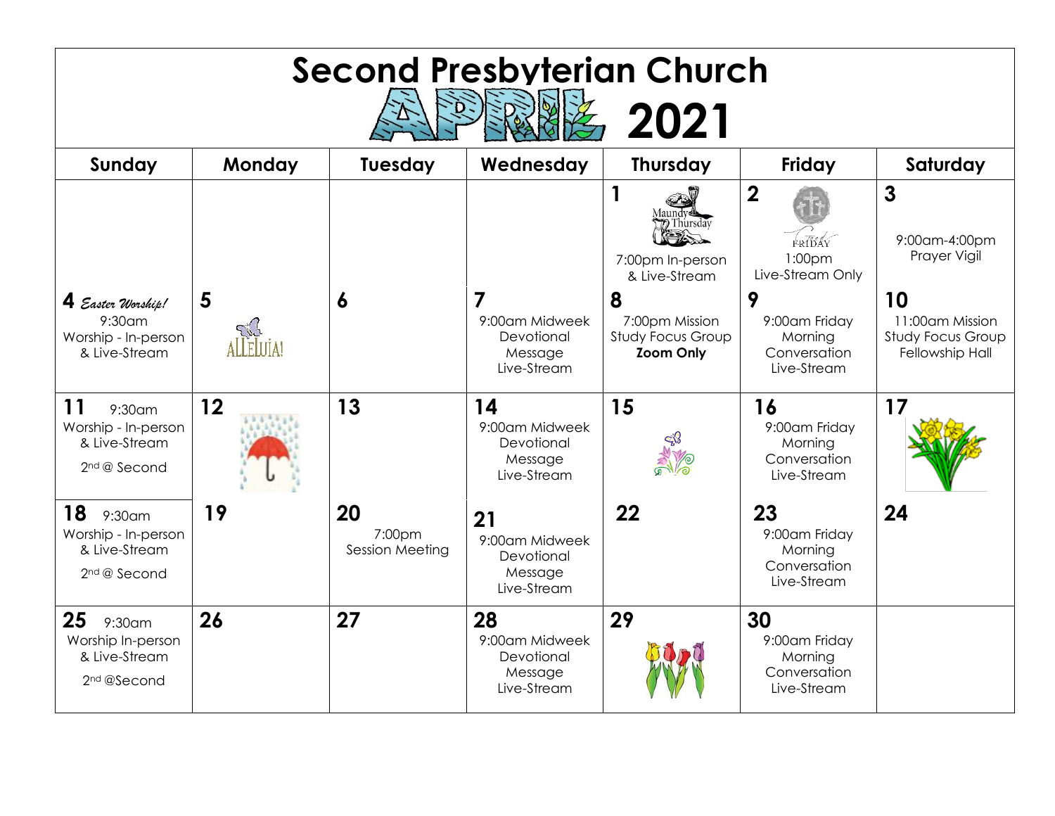# Second Presbyterian Church

## APRIL 2021

| Sunday | Monday | Tuesday | Wednesday | Thursday | Friday | Saturday |
|---|---|---|---|---|---|---|
| | | | | **1** Maundy Thursday 7:00pm In-person & Live-Stream | **2** Good Friday 1:00pm Live-Stream Only | **3** 9:00am-4:00pm Prayer Vigil |
| **4** *Easter Worship!* 9:30am Worship - In-person & Live-Stream | **5** Alleluia! | **6** | **7** 9:00am Midweek Devotional Message Live-Stream | **8** 7:00pm Mission Study Focus Group **Zoom Only** | **9** 9:00am Friday Morning Conversation Live-Stream | **10** 11:00am Mission Study Focus Group Fellowship Hall |
| **11** 9:30am Worship - In-person & Live-Stream 2nd @ Second | **12** | **13** | **14** 9:00am Midweek Devotional Message Live-Stream | **15** | **16** 9:00am Friday Morning Conversation Live-Stream | **17** |
| **18** 9:30am Worship - In-person & Live-Stream 2nd @ Second | **19** | **20** 7:00pm Session Meeting | **21** 9:00am Midweek Devotional Message Live-Stream | **22** | **23** 9:00am Friday Morning Conversation Live-Stream | **24** |
| **25** 9:30am Worship In-person & Live-Stream 2nd @Second | **26** | **27** | **28** 9:00am Midweek Devotional Message Live-Stream | **29** | **30** 9:00am Friday Morning Conversation Live-Stream | |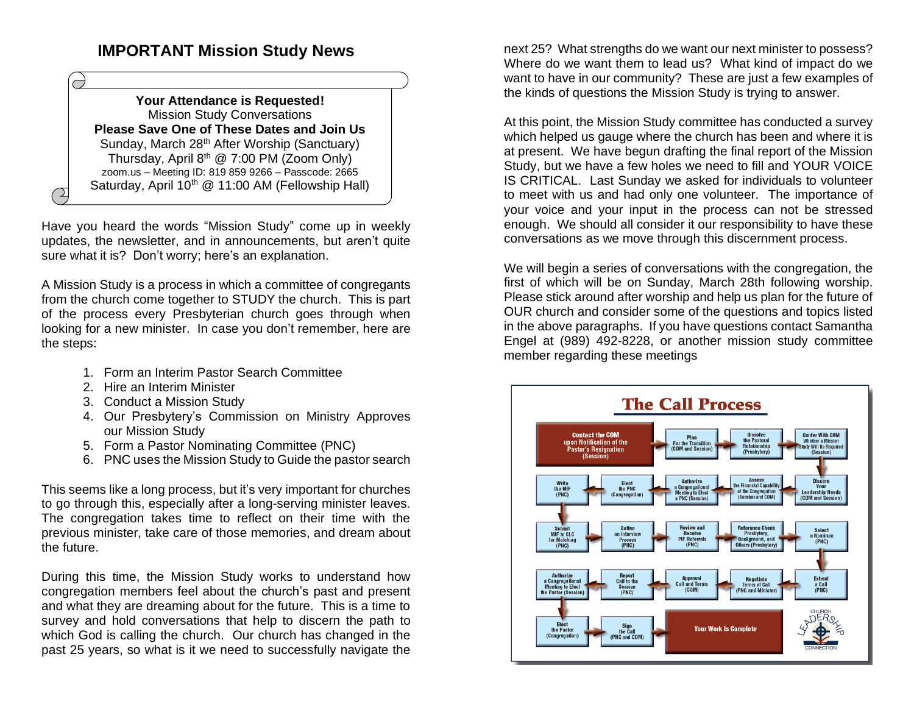# IMPORTANT Mission Study News

**Your Attendance is Requested!**
Mission Study Conversations
**Please Save One of These Dates and Join Us**
Sunday, March 28th After Worship (Sanctuary)
Thursday, April 8th @ 7:00 PM (Zoom Only)
zoom.us – Meeting ID: 819 859 9266 – Passcode: 2665
Saturday, April 10th @ 11:00 AM (Fellowship Hall)

Have you heard the words "Mission Study" come up in weekly updates, the newsletter, and in announcements, but aren't quite sure what it is? Don't worry; here's an explanation.

A Mission Study is a process in which a committee of congregants from the church come together to STUDY the church. This is part of the process every Presbyterian church goes through when looking for a new minister. In case you don't remember, here are the steps:

1. Form an Interim Pastor Search Committee
2. Hire an Interim Minister
3. Conduct a Mission Study
4. Our Presbytery's Commission on Ministry Approves our Mission Study
5. Form a Pastor Nominating Committee (PNC)
6. PNC uses the Mission Study to Guide the pastor search

This seems like a long process, but it's very important for churches to go through this, especially after a long-serving minister leaves. The congregation takes time to reflect on their time with the previous minister, take care of those memories, and dream about the future.

During this time, the Mission Study works to understand how congregation members feel about the church's past and present and what they are dreaming about for the future. This is a time to survey and hold conversations that help to discern the path to which God is calling the church. Our church has changed in the past 25 years, so what is it we need to successfully navigate the next 25? What strengths do we want our next minister to possess? Where do we want them to lead us? What kind of impact do we want to have in our community? These are just a few examples of the kinds of questions the Mission Study is trying to answer.

At this point, the Mission Study committee has conducted a survey which helped us gauge where the church has been and where it is at present. We have begun drafting the final report of the Mission Study, but we have a few holes we need to fill and YOUR VOICE IS CRITICAL. Last Sunday we asked for individuals to volunteer to meet with us and had only one volunteer. The importance of your voice and your input in the process can not be stressed enough. We should all consider it our responsibility to have these conversations as we move through this discernment process.

We will begin a series of conversations with the congregation, the first of which will be on Sunday, March 28th following worship. Please stick around after worship and help us plan for the future of OUR church and consider some of the questions and topics listed in the above paragraphs. If you have questions contact Samantha Engel at (989) 492-8228, or another mission study committee member regarding these meetings

## The Call Process

1. Contact the COM upon Notification of the Pastor's Resignation (Session)
2. Plan For the Transition (COM and Session)
3. Dissolve the Pastoral Relationship (Presbytery)
4. Confer With COM Whether a Mission Study Will Be Required (Session)
5. Discern Your Leadership Needs (COM and Session)
6. Assess the Financial Capability of the Congregation (Session and COM)
7. Authorize a Congregational Meeting to Elect a PNC (Session)
8. Elect the PNC (Congregation)
9. Write the MIF (PNC)
10. Submit MIF to CLC for Matching (PNC)
11. Define an Interview Process (PNC)
12. Review and Receive PIF Referrals (PNC)
13. Reference Check Presbytery, Background, and Others (Presbytery)
14. Select a Nominee (PNC)
15. Extend a Call (PNC)
16. Negotiate Terms of Call (PNC and Minister)
17. Approval Call and Terms (COM)
18. Report Call to the Session (PNC)
19. Authorize a Congregational Meeting to Elect the Pastor (Session)
20. Elect the Pastor (Congregation)
21. Sign the Call (PNC and COM)
22. Your Work Is Complete

Church Leadership Connection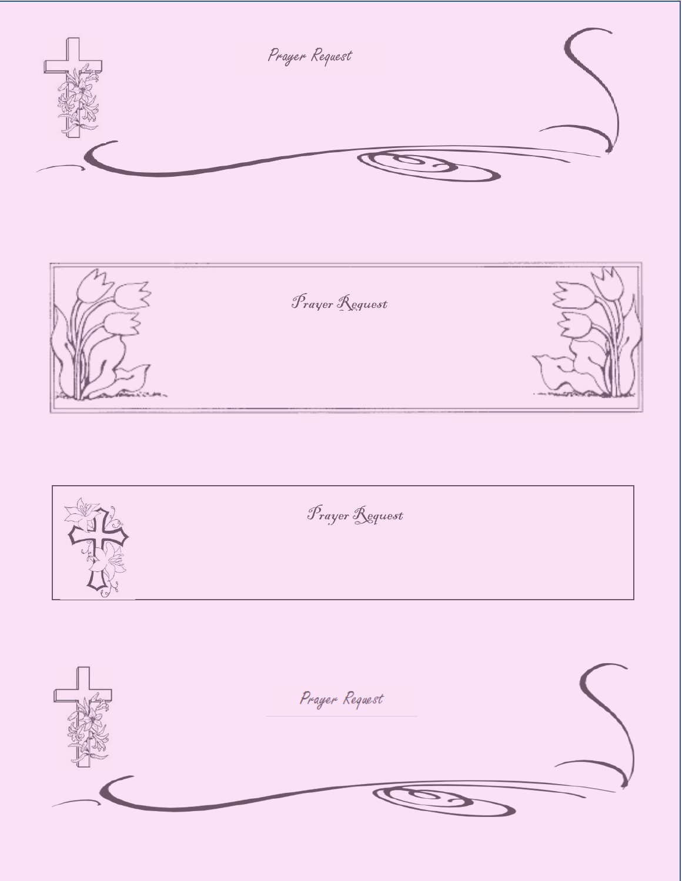Prayer Request

Prayer Request

Prayer Request

Prayer Request